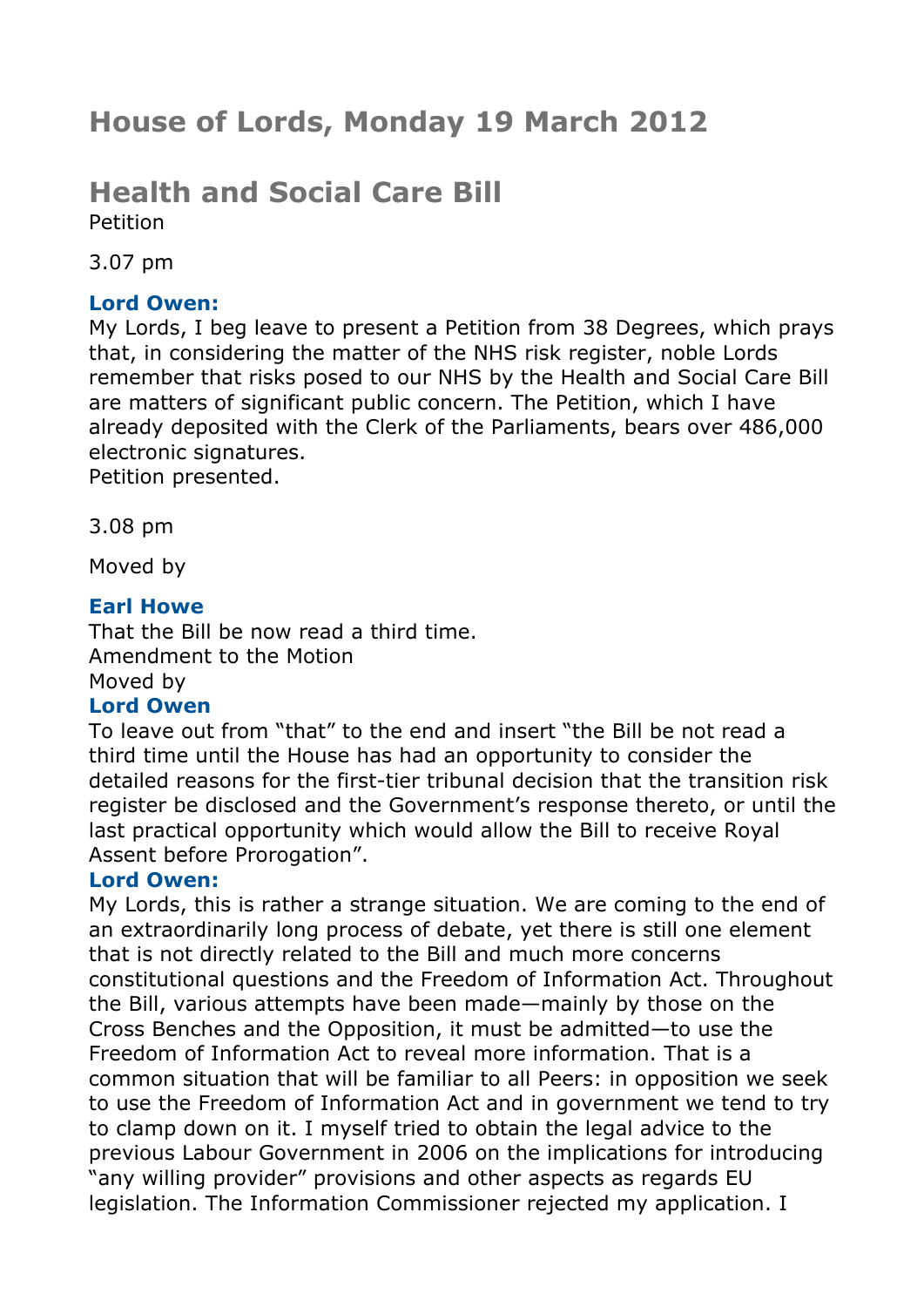# House of Lords, Monday 19 March 2012

# Health and Social Care Bill

Petition

3.07 pm

**Lord Owen:**
My Lords, I beg leave to present a Petition from 38 Degrees, which prays that, in considering the matter of the NHS risk register, noble Lords remember that risks posed to our NHS by the Health and Social Care Bill are matters of significant public concern. The Petition, which I have already deposited with the Clerk of the Parliaments, bears over 486,000 electronic signatures.
Petition presented.

3.08 pm

Moved by

**Earl Howe**
That the Bill be now read a third time.
Amendment to the Motion
Moved by
**Lord Owen**
To leave out from "that" to the end and insert "the Bill be not read a third time until the House has had an opportunity to consider the detailed reasons for the first-tier tribunal decision that the transition risk register be disclosed and the Government's response thereto, or until the last practical opportunity which would allow the Bill to receive Royal Assent before Prorogation".
**Lord Owen:**
My Lords, this is rather a strange situation. We are coming to the end of an extraordinarily long process of debate, yet there is still one element that is not directly related to the Bill and much more concerns constitutional questions and the Freedom of Information Act. Throughout the Bill, various attempts have been made—mainly by those on the Cross Benches and the Opposition, it must be admitted—to use the Freedom of Information Act to reveal more information. That is a common situation that will be familiar to all Peers: in opposition we seek to use the Freedom of Information Act and in government we tend to try to clamp down on it. I myself tried to obtain the legal advice to the previous Labour Government in 2006 on the implications for introducing "any willing provider" provisions and other aspects as regards EU legislation. The Information Commissioner rejected my application. I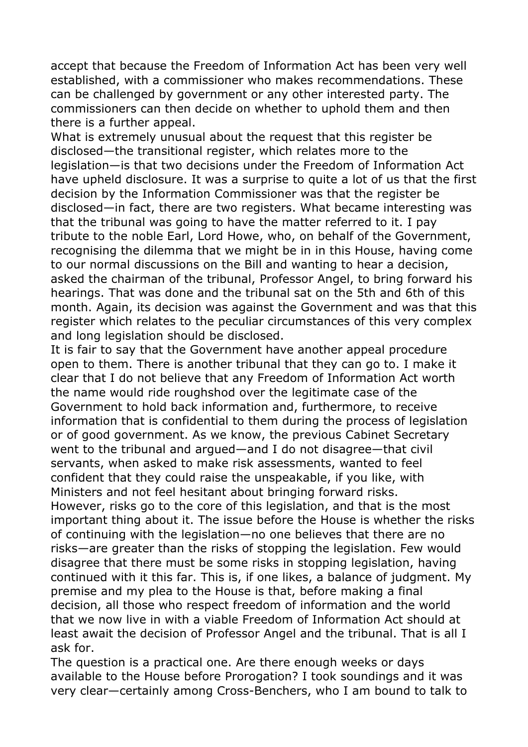accept that because the Freedom of Information Act has been very well established, with a commissioner who makes recommendations. These can be challenged by government or any other interested party. The commissioners can then decide on whether to uphold them and then there is a further appeal.

What is extremely unusual about the request that this register be disclosed—the transitional register, which relates more to the legislation—is that two decisions under the Freedom of Information Act have upheld disclosure. It was a surprise to quite a lot of us that the first decision by the Information Commissioner was that the register be disclosed—in fact, there are two registers. What became interesting was that the tribunal was going to have the matter referred to it. I pay tribute to the noble Earl, Lord Howe, who, on behalf of the Government, recognising the dilemma that we might be in in this House, having come to our normal discussions on the Bill and wanting to hear a decision, asked the chairman of the tribunal, Professor Angel, to bring forward his hearings. That was done and the tribunal sat on the 5th and 6th of this month. Again, its decision was against the Government and was that this register which relates to the peculiar circumstances of this very complex and long legislation should be disclosed.

It is fair to say that the Government have another appeal procedure open to them. There is another tribunal that they can go to. I make it clear that I do not believe that any Freedom of Information Act worth the name would ride roughshod over the legitimate case of the Government to hold back information and, furthermore, to receive information that is confidential to them during the process of legislation or of good government. As we know, the previous Cabinet Secretary went to the tribunal and argued—and I do not disagree—that civil servants, when asked to make risk assessments, wanted to feel confident that they could raise the unspeakable, if you like, with Ministers and not feel hesitant about bringing forward risks.

However, risks go to the core of this legislation, and that is the most important thing about it. The issue before the House is whether the risks of continuing with the legislation—no one believes that there are no risks—are greater than the risks of stopping the legislation. Few would disagree that there must be some risks in stopping legislation, having continued with it this far. This is, if one likes, a balance of judgment. My premise and my plea to the House is that, before making a final decision, all those who respect freedom of information and the world that we now live in with a viable Freedom of Information Act should at least await the decision of Professor Angel and the tribunal. That is all I ask for.

The question is a practical one. Are there enough weeks or days available to the House before Prorogation? I took soundings and it was very clear—certainly among Cross-Benchers, who I am bound to talk to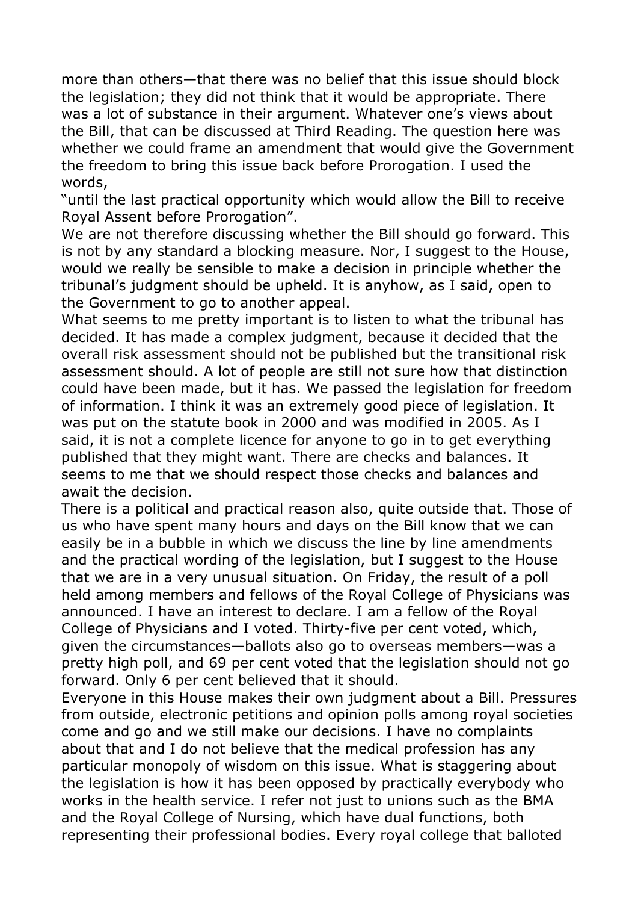more than others—that there was no belief that this issue should block the legislation; they did not think that it would be appropriate. There was a lot of substance in their argument. Whatever one's views about the Bill, that can be discussed at Third Reading. The question here was whether we could frame an amendment that would give the Government the freedom to bring this issue back before Prorogation. I used the words,

"until the last practical opportunity which would allow the Bill to receive Royal Assent before Prorogation".

We are not therefore discussing whether the Bill should go forward. This is not by any standard a blocking measure. Nor, I suggest to the House, would we really be sensible to make a decision in principle whether the tribunal's judgment should be upheld. It is anyhow, as I said, open to the Government to go to another appeal.

What seems to me pretty important is to listen to what the tribunal has decided. It has made a complex judgment, because it decided that the overall risk assessment should not be published but the transitional risk assessment should. A lot of people are still not sure how that distinction could have been made, but it has. We passed the legislation for freedom of information. I think it was an extremely good piece of legislation. It was put on the statute book in 2000 and was modified in 2005. As I said, it is not a complete licence for anyone to go in to get everything published that they might want. There are checks and balances. It seems to me that we should respect those checks and balances and await the decision.

There is a political and practical reason also, quite outside that. Those of us who have spent many hours and days on the Bill know that we can easily be in a bubble in which we discuss the line by line amendments and the practical wording of the legislation, but I suggest to the House that we are in a very unusual situation. On Friday, the result of a poll held among members and fellows of the Royal College of Physicians was announced. I have an interest to declare. I am a fellow of the Royal College of Physicians and I voted. Thirty-five per cent voted, which, given the circumstances—ballots also go to overseas members—was a pretty high poll, and 69 per cent voted that the legislation should not go forward. Only 6 per cent believed that it should.

Everyone in this House makes their own judgment about a Bill. Pressures from outside, electronic petitions and opinion polls among royal societies come and go and we still make our decisions. I have no complaints about that and I do not believe that the medical profession has any particular monopoly of wisdom on this issue. What is staggering about the legislation is how it has been opposed by practically everybody who works in the health service. I refer not just to unions such as the BMA and the Royal College of Nursing, which have dual functions, both representing their professional bodies. Every royal college that balloted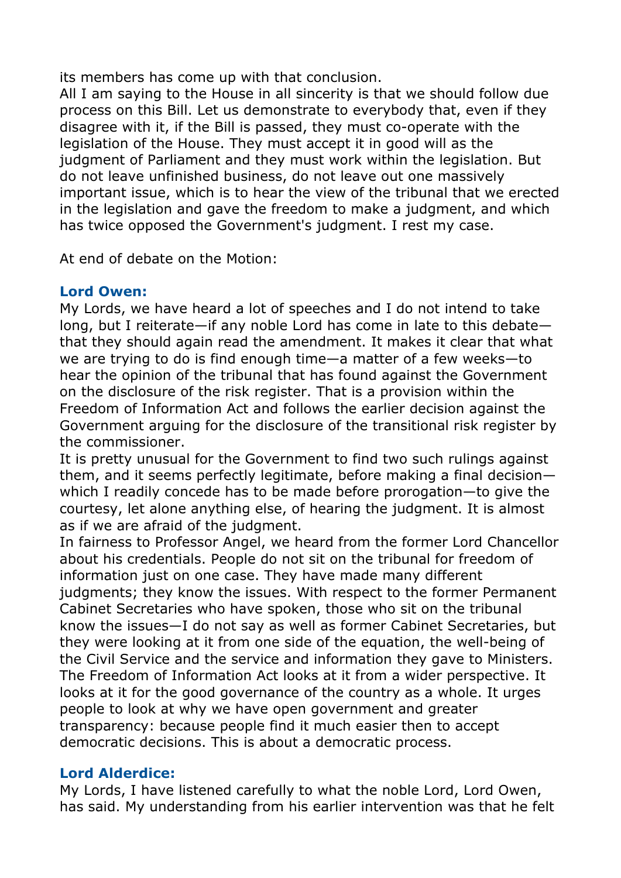its members has come up with that conclusion.
All I am saying to the House in all sincerity is that we should follow due process on this Bill. Let us demonstrate to everybody that, even if they disagree with it, if the Bill is passed, they must co-operate with the legislation of the House. They must accept it in good will as the judgment of Parliament and they must work within the legislation. But do not leave unfinished business, do not leave out one massively important issue, which is to hear the view of the tribunal that we erected in the legislation and gave the freedom to make a judgment, and which has twice opposed the Government's judgment. I rest my case.

At end of debate on the Motion:

### Lord Owen:

My Lords, we have heard a lot of speeches and I do not intend to take long, but I reiterate—if any noble Lord has come in late to this debate—that they should again read the amendment. It makes it clear that what we are trying to do is find enough time—a matter of a few weeks—to hear the opinion of the tribunal that has found against the Government on the disclosure of the risk register. That is a provision within the Freedom of Information Act and follows the earlier decision against the Government arguing for the disclosure of the transitional risk register by the commissioner.
It is pretty unusual for the Government to find two such rulings against them, and it seems perfectly legitimate, before making a final decision—which I readily concede has to be made before prorogation—to give the courtesy, let alone anything else, of hearing the judgment. It is almost as if we are afraid of the judgment.
In fairness to Professor Angel, we heard from the former Lord Chancellor about his credentials. People do not sit on the tribunal for freedom of information just on one case. They have made many different judgments; they know the issues. With respect to the former Permanent Cabinet Secretaries who have spoken, those who sit on the tribunal know the issues—I do not say as well as former Cabinet Secretaries, but they were looking at it from one side of the equation, the well-being of the Civil Service and the service and information they gave to Ministers. The Freedom of Information Act looks at it from a wider perspective. It looks at it for the good governance of the country as a whole. It urges people to look at why we have open government and greater transparency: because people find it much easier then to accept democratic decisions. This is about a democratic process.

### Lord Alderdice:

My Lords, I have listened carefully to what the noble Lord, Lord Owen, has said. My understanding from his earlier intervention was that he felt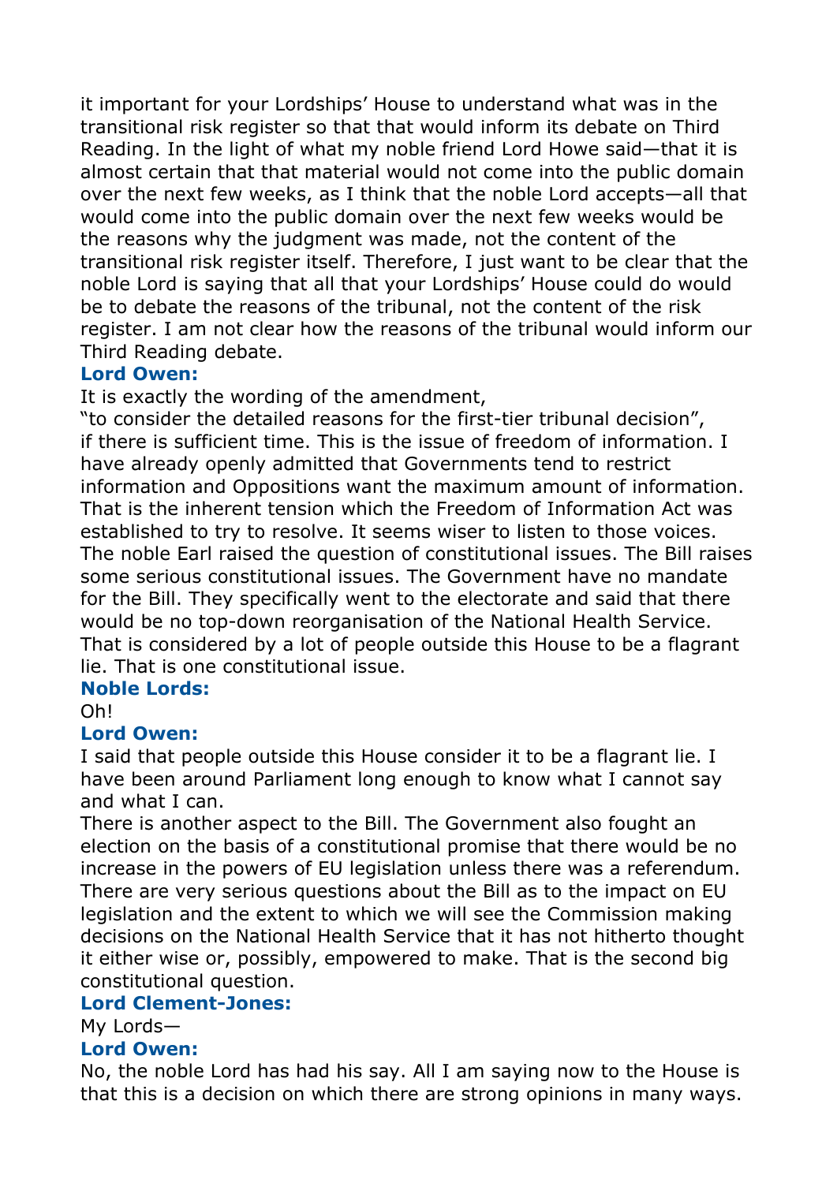it important for your Lordships' House to understand what was in the transitional risk register so that that would inform its debate on Third Reading. In the light of what my noble friend Lord Howe said—that it is almost certain that that material would not come into the public domain over the next few weeks, as I think that the noble Lord accepts—all that would come into the public domain over the next few weeks would be the reasons why the judgment was made, not the content of the transitional risk register itself. Therefore, I just want to be clear that the noble Lord is saying that all that your Lordships' House could do would be to debate the reasons of the tribunal, not the content of the risk register. I am not clear how the reasons of the tribunal would inform our Third Reading debate.

**Lord Owen:**

It is exactly the wording of the amendment,

"to consider the detailed reasons for the first-tier tribunal decision",

if there is sufficient time. This is the issue of freedom of information. I have already openly admitted that Governments tend to restrict information and Oppositions want the maximum amount of information. That is the inherent tension which the Freedom of Information Act was established to try to resolve. It seems wiser to listen to those voices. The noble Earl raised the question of constitutional issues. The Bill raises some serious constitutional issues. The Government have no mandate for the Bill. They specifically went to the electorate and said that there would be no top-down reorganisation of the National Health Service. That is considered by a lot of people outside this House to be a flagrant lie. That is one constitutional issue.

**Noble Lords:**

Oh!

**Lord Owen:**

I said that people outside this House consider it to be a flagrant lie. I have been around Parliament long enough to know what I cannot say and what I can.

There is another aspect to the Bill. The Government also fought an election on the basis of a constitutional promise that there would be no increase in the powers of EU legislation unless there was a referendum. There are very serious questions about the Bill as to the impact on EU legislation and the extent to which we will see the Commission making decisions on the National Health Service that it has not hitherto thought it either wise or, possibly, empowered to make. That is the second big constitutional question.

**Lord Clement-Jones:**

My Lords—

**Lord Owen:**

No, the noble Lord has had his say. All I am saying now to the House is that this is a decision on which there are strong opinions in many ways.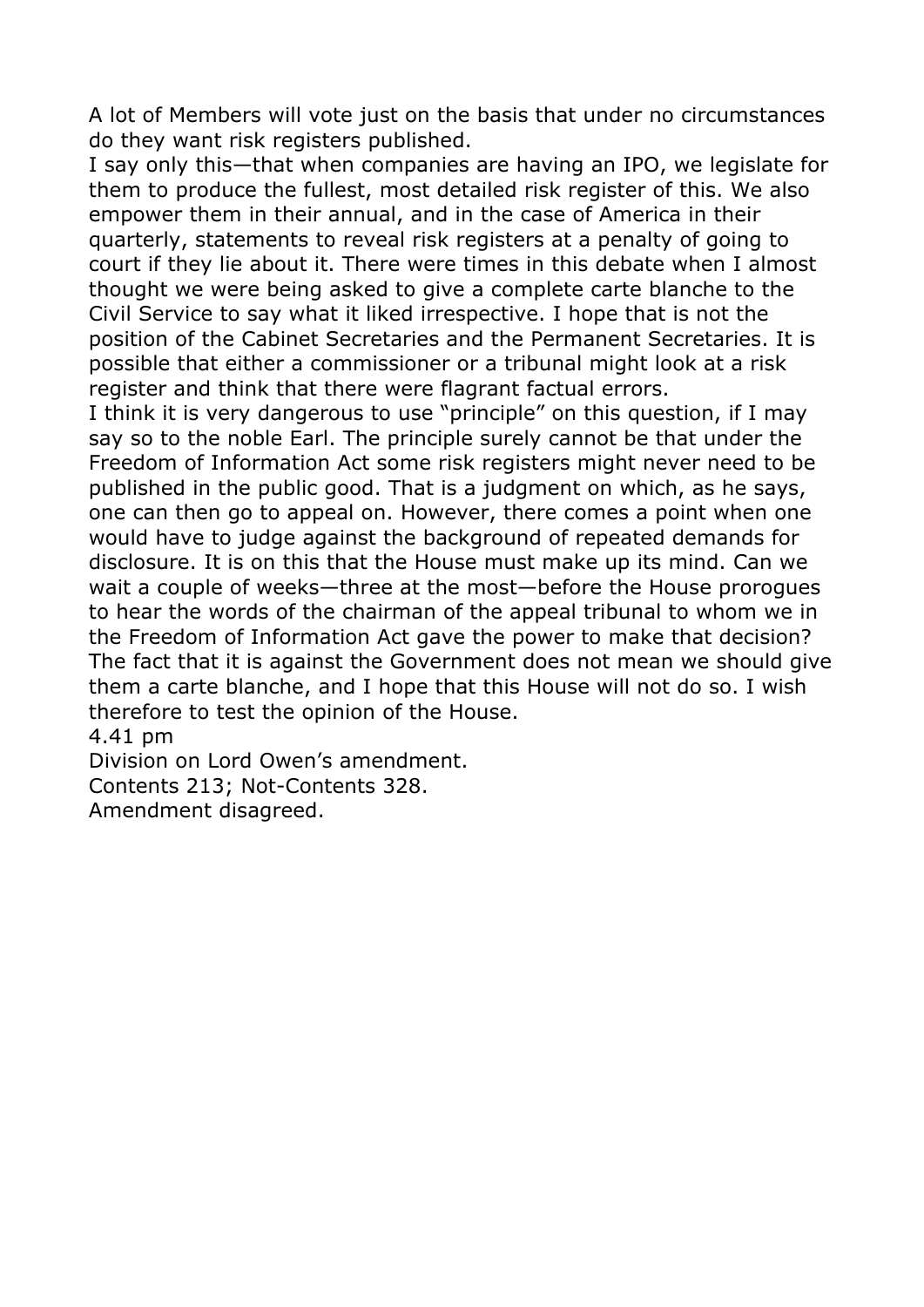A lot of Members will vote just on the basis that under no circumstances do they want risk registers published.

I say only this—that when companies are having an IPO, we legislate for them to produce the fullest, most detailed risk register of this. We also empower them in their annual, and in the case of America in their quarterly, statements to reveal risk registers at a penalty of going to court if they lie about it. There were times in this debate when I almost thought we were being asked to give a complete carte blanche to the Civil Service to say what it liked irrespective. I hope that is not the position of the Cabinet Secretaries and the Permanent Secretaries. It is possible that either a commissioner or a tribunal might look at a risk register and think that there were flagrant factual errors.

I think it is very dangerous to use "principle" on this question, if I may say so to the noble Earl. The principle surely cannot be that under the Freedom of Information Act some risk registers might never need to be published in the public good. That is a judgment on which, as he says, one can then go to appeal on. However, there comes a point when one would have to judge against the background of repeated demands for disclosure. It is on this that the House must make up its mind. Can we wait a couple of weeks—three at the most—before the House prorogues to hear the words of the chairman of the appeal tribunal to whom we in the Freedom of Information Act gave the power to make that decision? The fact that it is against the Government does not mean we should give them a carte blanche, and I hope that this House will not do so. I wish therefore to test the opinion of the House.

4.41 pm

Division on Lord Owen's amendment.

Contents 213; Not-Contents 328.

Amendment disagreed.